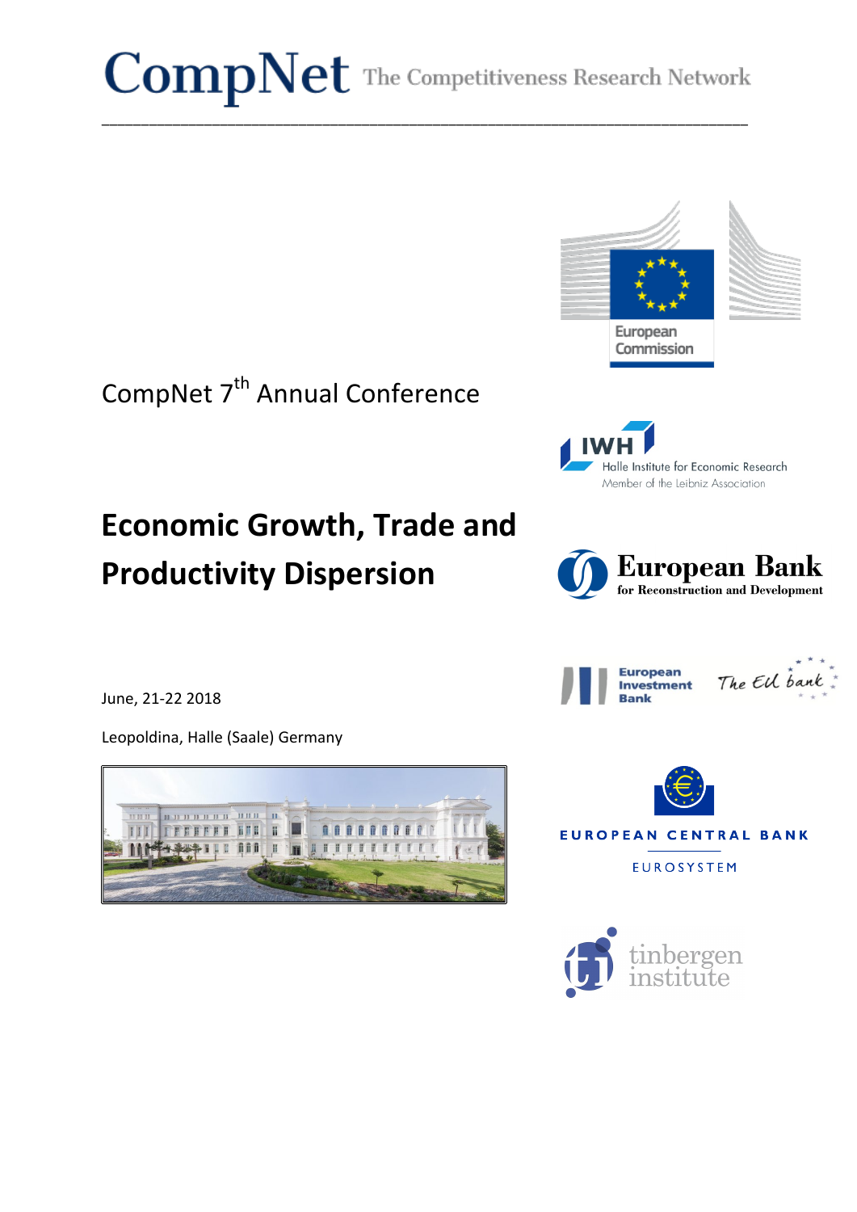# CompNet The Competitiveness Research Network

CompNet 7th Annual Conference

# Economic Growth, Trade and Productivity Dispersion

June, 21-22 2018

Leopoldina, Halle (Saale) Germany

European Commission

IWH Halle Institute for Economic Research
Member of the Leibniz Association

European Bank for Reconstruction and Development

European Investment Bank
The EU bank

EUROPEAN CENTRAL BANK
EUROSYSTEM

tinbergen institute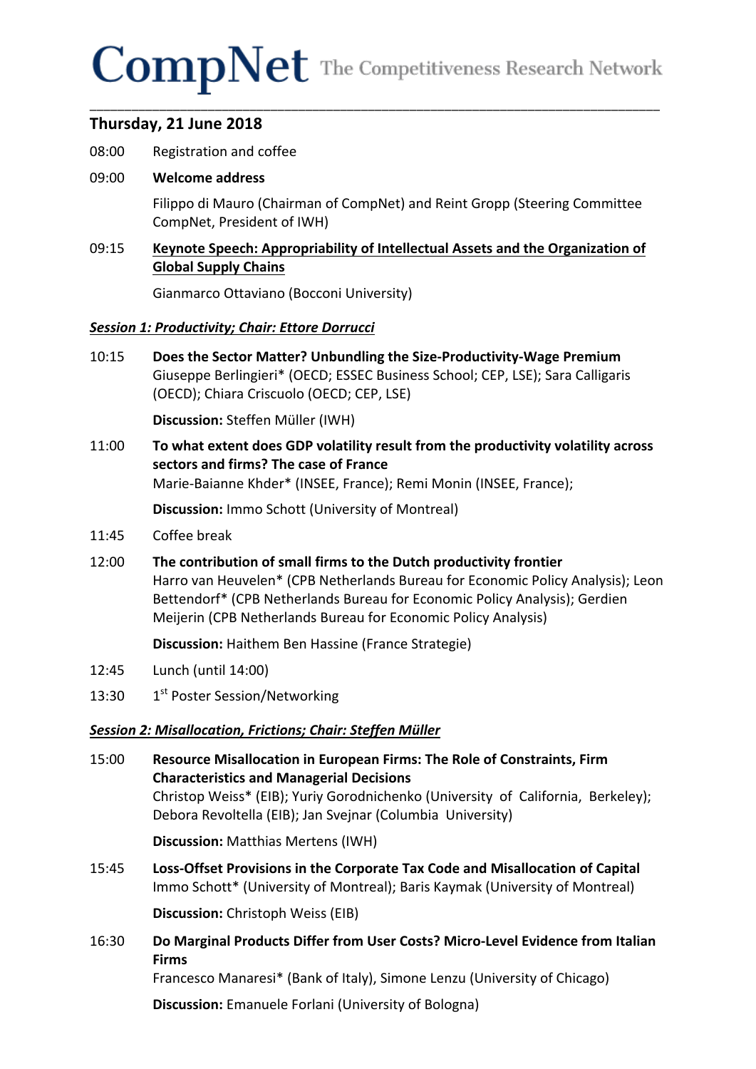# CompNet The Competitiveness Research Network

## Thursday, 21 June 2018

08:00 Registration and coffee

09:00 **Welcome address**

Filippo di Mauro (Chairman of CompNet) and Reint Gropp (Steering Committee CompNet, President of IWH)

09:15 **Keynote Speech: Appropriability of Intellectual Assets and the Organization of Global Supply Chains**

Gianmarco Ottaviano (Bocconi University)

***Session 1: Productivity; Chair: Ettore Dorrucci***

10:15 **Does the Sector Matter? Unbundling the Size-Productivity-Wage Premium**
Giuseppe Berlingieri* (OECD; ESSEC Business School; CEP, LSE); Sara Calligaris (OECD); Chiara Criscuolo (OECD; CEP, LSE)

**Discussion:** Steffen Müller (IWH)

11:00 **To what extent does GDP volatility result from the productivity volatility across sectors and firms? The case of France**
Marie-Baianne Khder* (INSEE, France); Remi Monin (INSEE, France);

**Discussion:** Immo Schott (University of Montreal)

11:45 Coffee break

12:00 **The contribution of small firms to the Dutch productivity frontier**
Harro van Heuvelen* (CPB Netherlands Bureau for Economic Policy Analysis); Leon Bettendorf* (CPB Netherlands Bureau for Economic Policy Analysis); Gerdien Meijerin (CPB Netherlands Bureau for Economic Policy Analysis)

**Discussion:** Haithem Ben Hassine (France Strategie)

12:45 Lunch (until 14:00)

13:30 1st Poster Session/Networking

***Session 2: Misallocation, Frictions; Chair: Steffen Müller***

15:00 **Resource Misallocation in European Firms: The Role of Constraints, Firm Characteristics and Managerial Decisions**
Christop Weiss* (EIB); Yuriy Gorodnichenko (University of California, Berkeley); Debora Revoltella (EIB); Jan Svejnar (Columbia University)

**Discussion:** Matthias Mertens (IWH)

15:45 **Loss-Offset Provisions in the Corporate Tax Code and Misallocation of Capital**
Immo Schott* (University of Montreal); Baris Kaymak (University of Montreal)

**Discussion:** Christoph Weiss (EIB)

16:30 **Do Marginal Products Differ from User Costs? Micro-Level Evidence from Italian Firms**
Francesco Manaresi* (Bank of Italy), Simone Lenzu (University of Chicago)

**Discussion:** Emanuele Forlani (University of Bologna)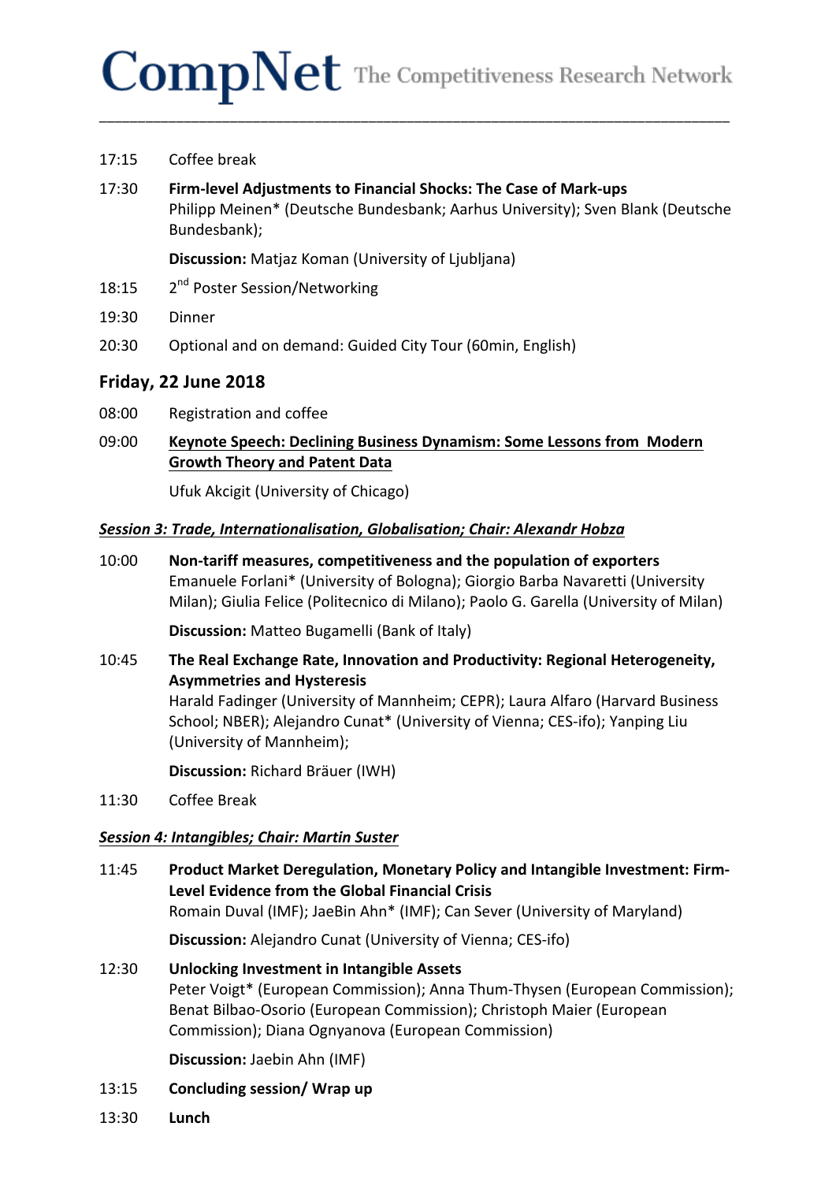17:15 Coffee break

17:30 **Firm-level Adjustments to Financial Shocks: The Case of Mark-ups**
Philipp Meinen* (Deutsche Bundesbank; Aarhus University); Sven Blank (Deutsche Bundesbank);

**Discussion:** Matjaz Koman (University of Ljubljana)

18:15 2nd Poster Session/Networking

19:30 Dinner

20:30 Optional and on demand: Guided City Tour (60min, English)

## Friday, 22 June 2018

08:00 Registration and coffee

09:00 **Keynote Speech: Declining Business Dynamism: Some Lessons from Modern Growth Theory and Patent Data**

Ufuk Akcigit (University of Chicago)

***Session 3: Trade, Internationalisation, Globalisation; Chair: Alexandr Hobza***

10:00 **Non-tariff measures, competitiveness and the population of exporters**
Emanuele Forlani* (University of Bologna); Giorgio Barba Navaretti (University Milan); Giulia Felice (Politecnico di Milano); Paolo G. Garella (University of Milan)

**Discussion:** Matteo Bugamelli (Bank of Italy)

10:45 **The Real Exchange Rate, Innovation and Productivity: Regional Heterogeneity, Asymmetries and Hysteresis**
Harald Fadinger (University of Mannheim; CEPR); Laura Alfaro (Harvard Business School; NBER); Alejandro Cunat* (University of Vienna; CES-ifo); Yanping Liu (University of Mannheim);

**Discussion:** Richard Bräuer (IWH)

11:30 Coffee Break

***Session 4: Intangibles; Chair: Martin Suster***

11:45 **Product Market Deregulation, Monetary Policy and Intangible Investment: Firm-Level Evidence from the Global Financial Crisis**
Romain Duval (IMF); JaeBin Ahn* (IMF); Can Sever (University of Maryland)

**Discussion:** Alejandro Cunat (University of Vienna; CES-ifo)

12:30 **Unlocking Investment in Intangible Assets**
Peter Voigt* (European Commission); Anna Thum-Thysen (European Commission); Benat Bilbao-Osorio (European Commission); Christoph Maier (European Commission); Diana Ognyanova (European Commission)

**Discussion:** Jaebin Ahn (IMF)

13:15 **Concluding session/ Wrap up**

13:30 **Lunch**